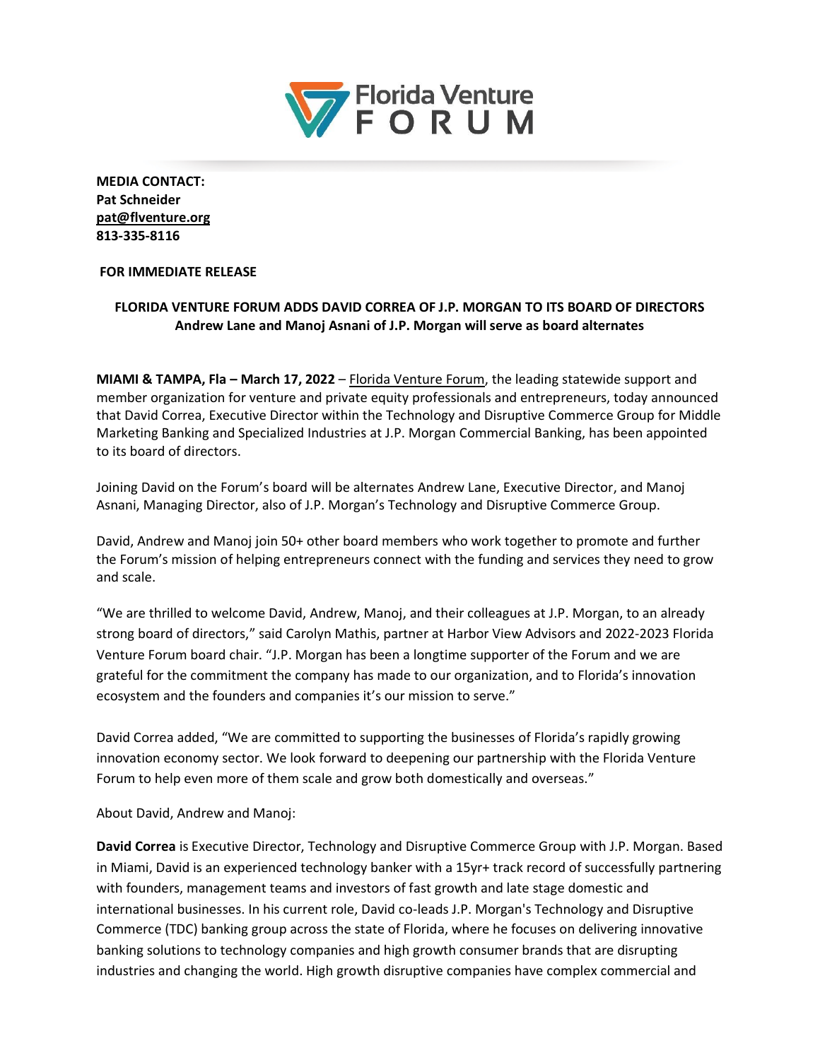**MEDIA CONTACT:**
**Pat Schneider**
**pat@flventure.org**
**813-335-8116**

**FOR IMMEDIATE RELEASE**

**FLORIDA VENTURE FORUM ADDS DAVID CORREA OF J.P. MORGAN TO ITS BOARD OF DIRECTORS**
**Andrew Lane and Manoj Asnani of J.P. Morgan will serve as board alternates**

**MIAMI & TAMPA, Fla – March 17, 2022** – Florida Venture Forum, the leading statewide support and member organization for venture and private equity professionals and entrepreneurs, today announced that David Correa, Executive Director within the Technology and Disruptive Commerce Group for Middle Marketing Banking and Specialized Industries at J.P. Morgan Commercial Banking, has been appointed to its board of directors.

Joining David on the Forum's board will be alternates Andrew Lane, Executive Director, and Manoj Asnani, Managing Director, also of J.P. Morgan's Technology and Disruptive Commerce Group.

David, Andrew and Manoj join 50+ other board members who work together to promote and further the Forum's mission of helping entrepreneurs connect with the funding and services they need to grow and scale.

"We are thrilled to welcome David, Andrew, Manoj, and their colleagues at J.P. Morgan, to an already strong board of directors," said Carolyn Mathis, partner at Harbor View Advisors and 2022-2023 Florida Venture Forum board chair. "J.P. Morgan has been a longtime supporter of the Forum and we are grateful for the commitment the company has made to our organization, and to Florida's innovation ecosystem and the founders and companies it's our mission to serve."

David Correa added, "We are committed to supporting the businesses of Florida's rapidly growing innovation economy sector. We look forward to deepening our partnership with the Florida Venture Forum to help even more of them scale and grow both domestically and overseas."

About David, Andrew and Manoj:

**David Correa** is Executive Director, Technology and Disruptive Commerce Group with J.P. Morgan. Based in Miami, David is an experienced technology banker with a 15yr+ track record of successfully partnering with founders, management teams and investors of fast growth and late stage domestic and international businesses. In his current role, David co-leads J.P. Morgan's Technology and Disruptive Commerce (TDC) banking group across the state of Florida, where he focuses on delivering innovative banking solutions to technology companies and high growth consumer brands that are disrupting industries and changing the world. High growth disruptive companies have complex commercial and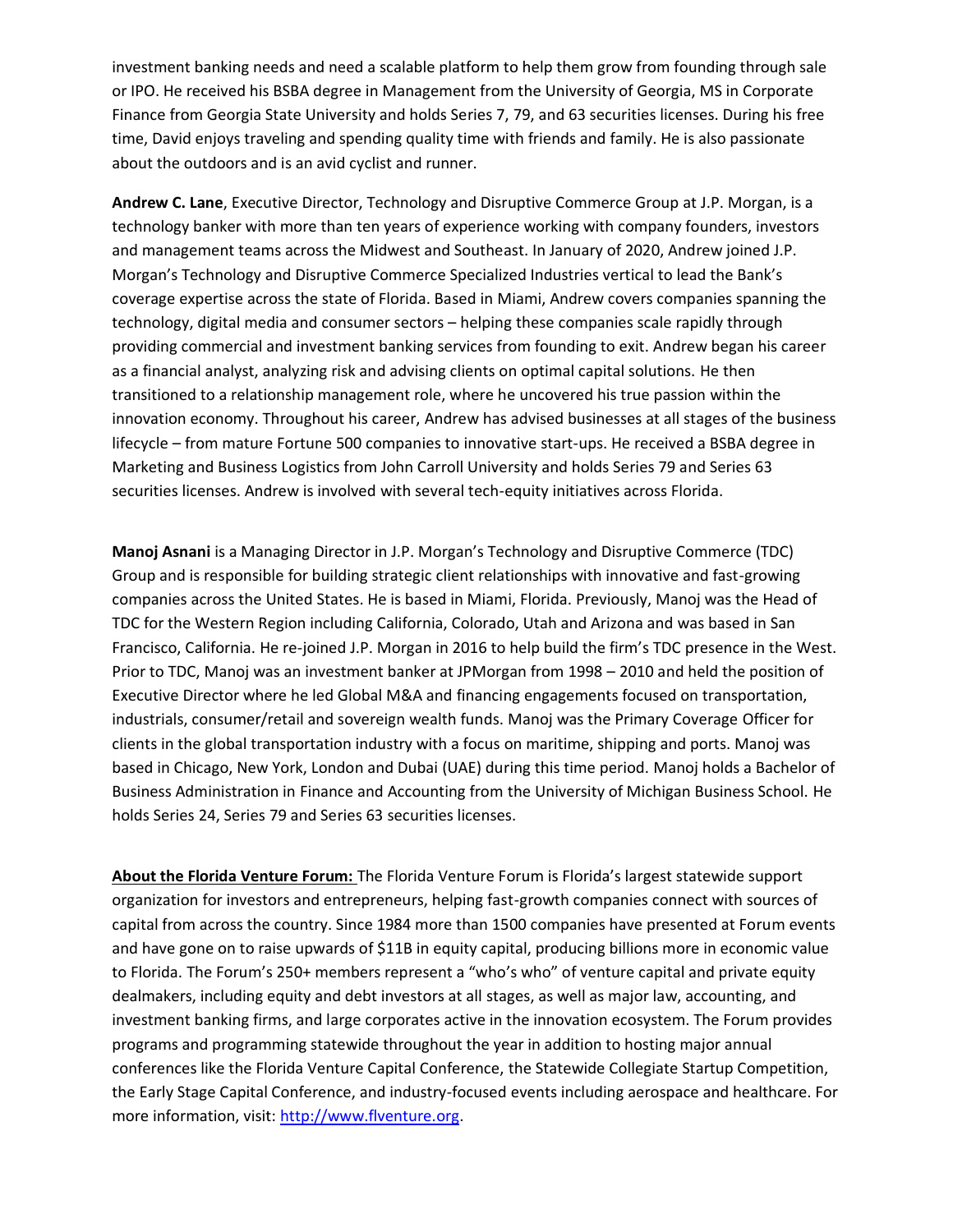investment banking needs and need a scalable platform to help them grow from founding through sale or IPO. He received his BSBA degree in Management from the University of Georgia, MS in Corporate Finance from Georgia State University and holds Series 7, 79, and 63 securities licenses. During his free time, David enjoys traveling and spending quality time with friends and family. He is also passionate about the outdoors and is an avid cyclist and runner.

**Andrew C. Lane**, Executive Director, Technology and Disruptive Commerce Group at J.P. Morgan, is a technology banker with more than ten years of experience working with company founders, investors and management teams across the Midwest and Southeast. In January of 2020, Andrew joined J.P. Morgan's Technology and Disruptive Commerce Specialized Industries vertical to lead the Bank's coverage expertise across the state of Florida. Based in Miami, Andrew covers companies spanning the technology, digital media and consumer sectors – helping these companies scale rapidly through providing commercial and investment banking services from founding to exit. Andrew began his career as a financial analyst, analyzing risk and advising clients on optimal capital solutions. He then transitioned to a relationship management role, where he uncovered his true passion within the innovation economy. Throughout his career, Andrew has advised businesses at all stages of the business lifecycle – from mature Fortune 500 companies to innovative start-ups. He received a BSBA degree in Marketing and Business Logistics from John Carroll University and holds Series 79 and Series 63 securities licenses. Andrew is involved with several tech-equity initiatives across Florida.

**Manoj Asnani** is a Managing Director in J.P. Morgan's Technology and Disruptive Commerce (TDC) Group and is responsible for building strategic client relationships with innovative and fast-growing companies across the United States. He is based in Miami, Florida. Previously, Manoj was the Head of TDC for the Western Region including California, Colorado, Utah and Arizona and was based in San Francisco, California. He re-joined J.P. Morgan in 2016 to help build the firm's TDC presence in the West. Prior to TDC, Manoj was an investment banker at JPMorgan from 1998 – 2010 and held the position of Executive Director where he led Global M&A and financing engagements focused on transportation, industrials, consumer/retail and sovereign wealth funds. Manoj was the Primary Coverage Officer for clients in the global transportation industry with a focus on maritime, shipping and ports. Manoj was based in Chicago, New York, London and Dubai (UAE) during this time period. Manoj holds a Bachelor of Business Administration in Finance and Accounting from the University of Michigan Business School. He holds Series 24, Series 79 and Series 63 securities licenses.

**About the Florida Venture Forum:** The Florida Venture Forum is Florida's largest statewide support organization for investors and entrepreneurs, helping fast-growth companies connect with sources of capital from across the country. Since 1984 more than 1500 companies have presented at Forum events and have gone on to raise upwards of $11B in equity capital, producing billions more in economic value to Florida. The Forum's 250+ members represent a "who's who" of venture capital and private equity dealmakers, including equity and debt investors at all stages, as well as major law, accounting, and investment banking firms, and large corporates active in the innovation ecosystem. The Forum provides programs and programming statewide throughout the year in addition to hosting major annual conferences like the Florida Venture Capital Conference, the Statewide Collegiate Startup Competition, the Early Stage Capital Conference, and industry-focused events including aerospace and healthcare. For more information, visit: [http://www.flventure.org](http://www.flventure.org).